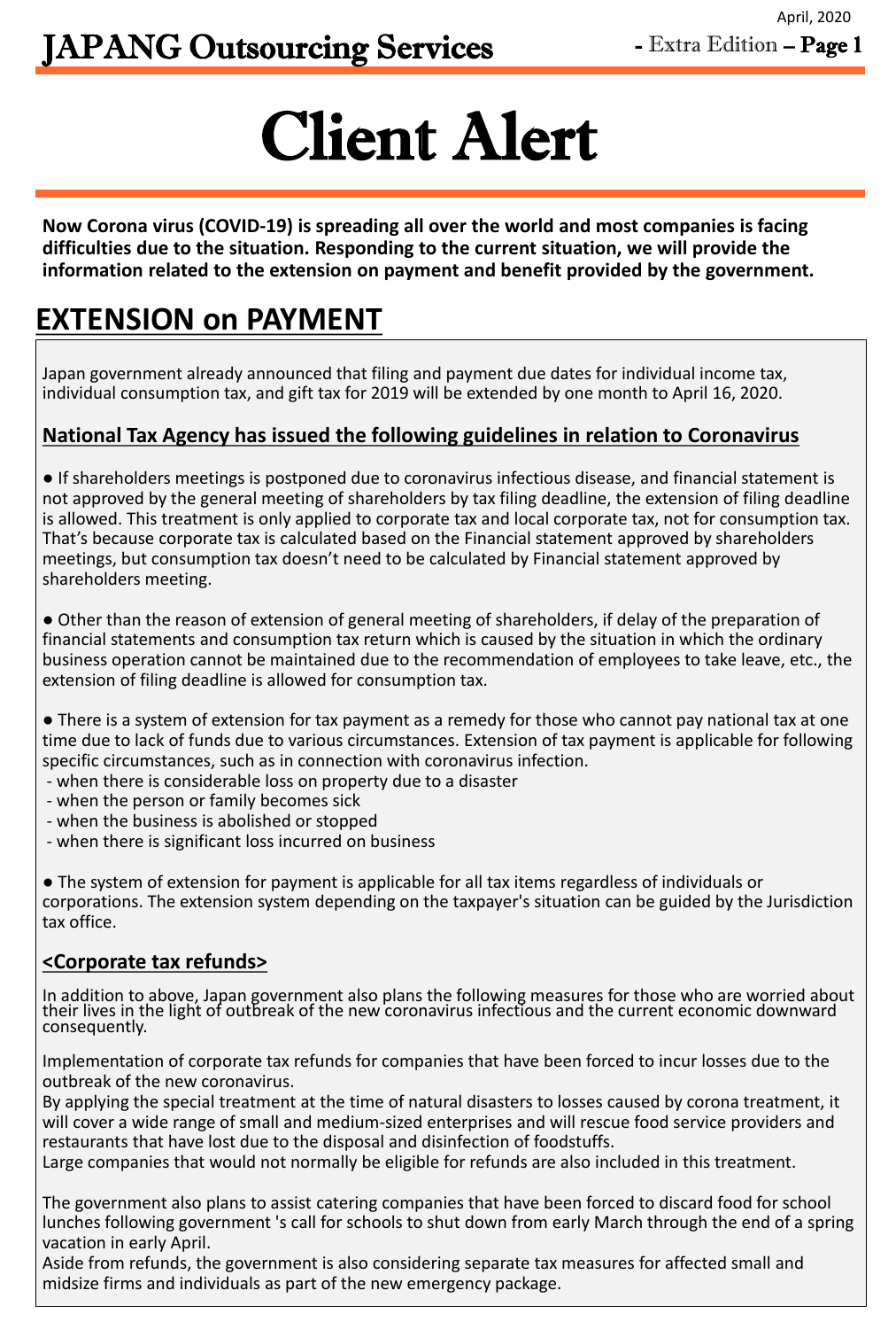# Client Alert

**Now Corona virus (COVID-19) is spreading all over the world and most companies is facing difficulties due to the situation. Responding to the current situation, we will provide the information related to the extension on payment and benefit provided by the government.**

## EXTENSION on PAYMENT

Japan government already announced that filing and payment due dates for individual income tax, individual consumption tax, and gift tax for 2019 will be extended by one month to April 16, 2020.

### National Tax Agency has issued the following guidelines in relation to Coronavirus

● If shareholders meetings is postponed due to coronavirus infectious disease, and financial statement is not approved by the general meeting of shareholders by tax filing deadline, the extension of filing deadline is allowed. This treatment is only applied to corporate tax and local corporate tax, not for consumption tax. That's because corporate tax is calculated based on the Financial statement approved by shareholders meetings, but consumption tax doesn't need to be calculated by Financial statement approved by shareholders meeting.

● Other than the reason of extension of general meeting of shareholders, if delay of the preparation of financial statements and consumption tax return which is caused by the situation in which the ordinary business operation cannot be maintained due to the recommendation of employees to take leave, etc., the extension of filing deadline is allowed for consumption tax.

● There is a system of extension for tax payment as a remedy for those who cannot pay national tax at one time due to lack of funds due to various circumstances. Extension of tax payment is applicable for following specific circumstances, such as in connection with coronavirus infection.

- when there is considerable loss on property due to a disaster
- when the person or family becomes sick
- when the business is abolished or stopped
- when there is significant loss incurred on business

● The system of extension for payment is applicable for all tax items regardless of individuals or corporations. The extension system depending on the taxpayer's situation can be guided by the Jurisdiction tax office.

### <Corporate tax refunds>

In addition to above, Japan government also plans the following measures for those who are worried about their lives in the light of outbreak of the new coronavirus infectious and the current economic downward consequently.

Implementation of corporate tax refunds for companies that have been forced to incur losses due to the outbreak of the new coronavirus.
By applying the special treatment at the time of natural disasters to losses caused by corona treatment, it will cover a wide range of small and medium-sized enterprises and will rescue food service providers and restaurants that have lost due to the disposal and disinfection of foodstuffs.
Large companies that would not normally be eligible for refunds are also included in this treatment.

The government also plans to assist catering companies that have been forced to discard food for school lunches following government 's call for schools to shut down from early March through the end of a spring vacation in early April.
Aside from refunds, the government is also considering separate tax measures for affected small and midsize firms and individuals as part of the new emergency package.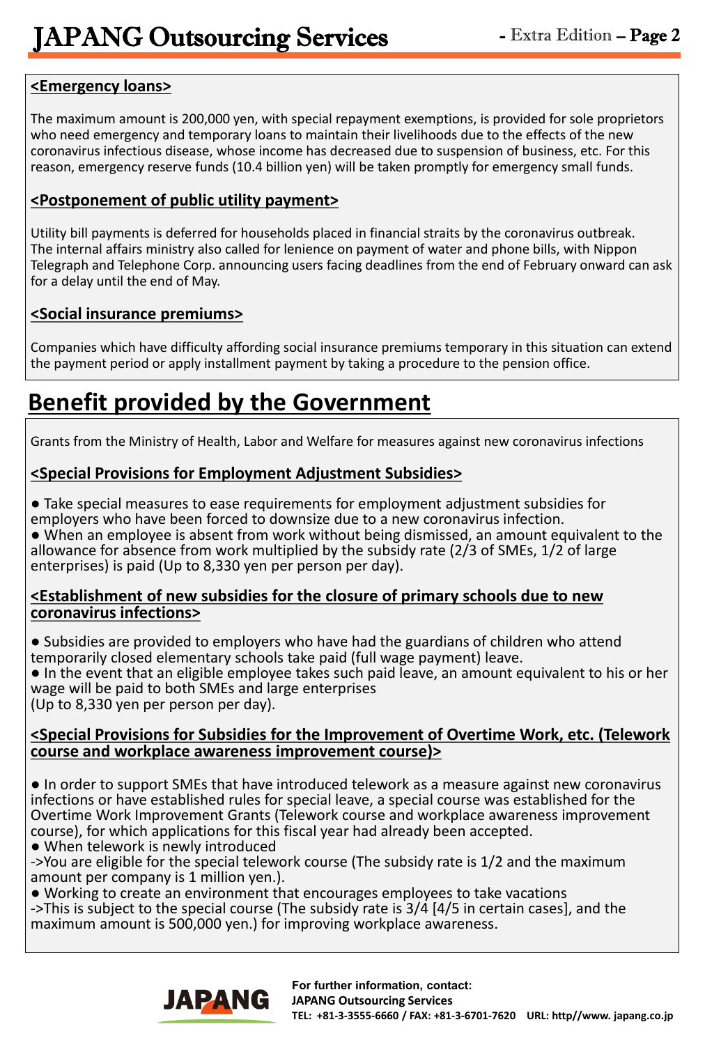### <Emergency loans>

The maximum amount is 200,000 yen, with special repayment exemptions, is provided for sole proprietors who need emergency and temporary loans to maintain their livelihoods due to the effects of the new coronavirus infectious disease, whose income has decreased due to suspension of business, etc. For this reason, emergency reserve funds (10.4 billion yen) will be taken promptly for emergency small funds.

### <Postponement of public utility payment>

Utility bill payments is deferred for households placed in financial straits by the coronavirus outbreak. The internal affairs ministry also called for lenience on payment of water and phone bills, with Nippon Telegraph and Telephone Corp. announcing users facing deadlines from the end of February onward can ask for a delay until the end of May.

### <Social insurance premiums>

Companies which have difficulty affording social insurance premiums temporary in this situation can extend the payment period or apply installment payment by taking a procedure to the pension office.

## Benefit provided by the Government

Grants from the Ministry of Health, Labor and Welfare for measures against new coronavirus infections

### <Special Provisions for Employment Adjustment Subsidies>

- Take special measures to ease requirements for employment adjustment subsidies for employers who have been forced to downsize due to a new coronavirus infection.
- When an employee is absent from work without being dismissed, an amount equivalent to the allowance for absence from work multiplied by the subsidy rate (2/3 of SMEs, 1/2 of large enterprises) is paid (Up to 8,330 yen per person per day).

### <Establishment of new subsidies for the closure of primary schools due to new coronavirus infections>

- Subsidies are provided to employers who have had the guardians of children who attend temporarily closed elementary schools take paid (full wage payment) leave.
- In the event that an eligible employee takes such paid leave, an amount equivalent to his or her wage will be paid to both SMEs and large enterprises (Up to 8,330 yen per person per day).

### <Special Provisions for Subsidies for the Improvement of Overtime Work, etc. (Telework course and workplace awareness improvement course)>

- In order to support SMEs that have introduced telework as a measure against new coronavirus infections or have established rules for special leave, a special course was established for the Overtime Work Improvement Grants (Telework course and workplace awareness improvement course), for which applications for this fiscal year had already been accepted.
- When telework is newly introduced
  ->You are eligible for the special telework course (The subsidy rate is 1/2 and the maximum amount per company is 1 million yen.).
- Working to create an environment that encourages employees to take vacations
  ->This is subject to the special course (The subsidy rate is 3/4 [4/5 in certain cases], and the maximum amount is 500,000 yen.) for improving workplace awareness.

JAPANG

**For further information, contact:**
**JAPANG Outsourcing Services**
**TEL: +81-3-3555-6660 / FAX: +81-3-6701-7620 URL: http//www. japang.co.jp**